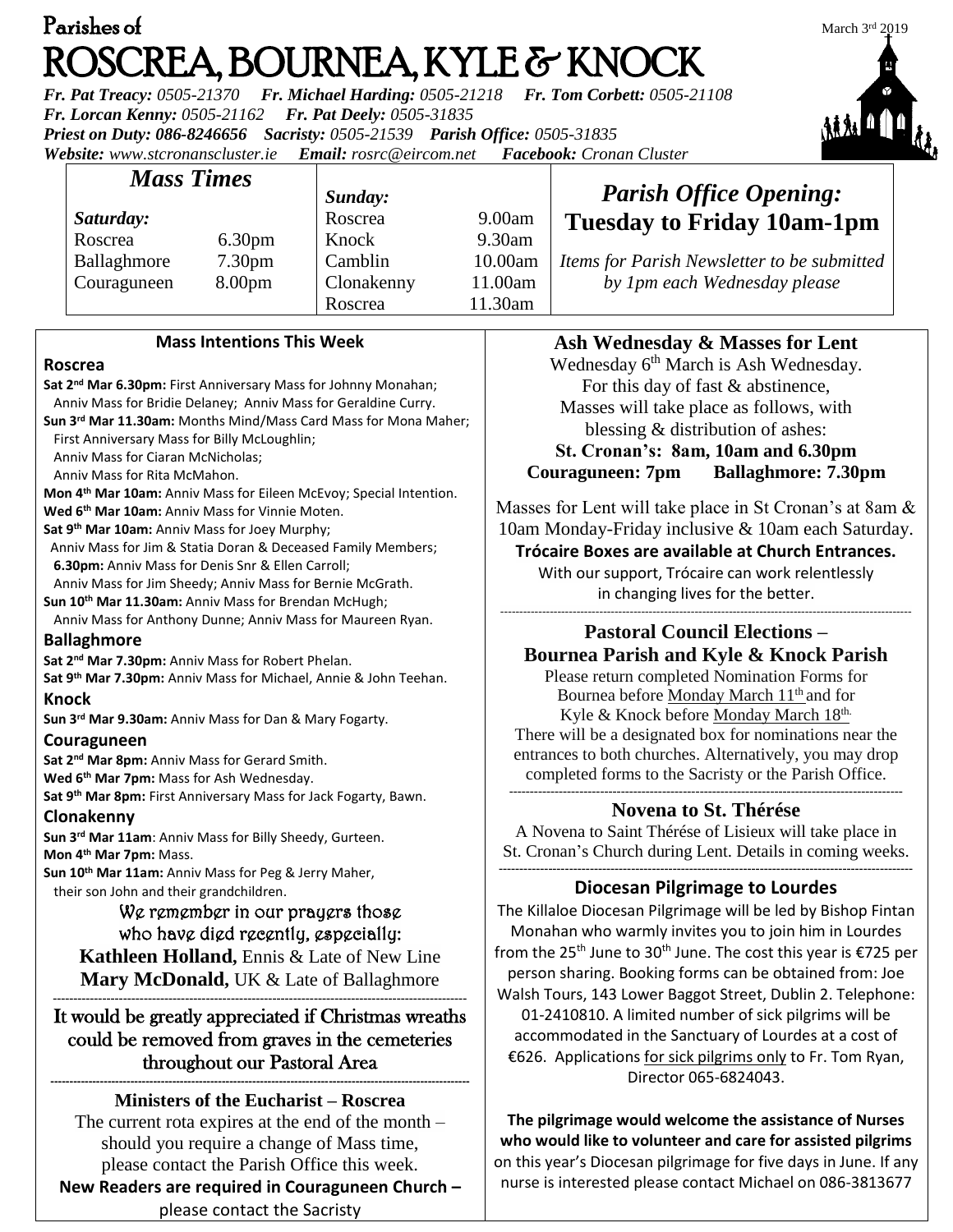# Parishes of ROSCREA, BOURNEA, KYLE & KNOCK

March 3rd 2019

*Fr. Pat Treacy: 0505-21370 Fr. Michael Harding: 0505-21218 Fr. Tom Corbett: 0505-21108*
*Fr. Lorcan Kenny: 0505-21162 Fr. Pat Deely: 0505-31835*
*Priest on Duty: 086-8246656 Sacristy: 0505-21539 Parish Office: 0505-31835*
*Website: www.stcronanscluster.ie Email: rosrc@eircom.net Facebook: Cronan Cluster*

## Mass Times

| Saturday: | | Sunday: | |
|---|---|---|---|
| Roscrea | 6.30pm | Roscrea | 9.00am |
| Ballaghmore | 7.30pm | Knock | 9.30am |
| Couraguneen | 8.00pm | Camblin | 10.00am |
| | | Clonakenny | 11.00am |
| | | Roscrea | 11.30am |

## *Parish Office Opening:*
**Tuesday to Friday 10am-1pm**

*Items for Parish Newsletter to be submitted by 1pm each Wednesday please*

### Mass Intentions This Week

**Roscrea**

**Sat 2nd Mar 6.30pm:** First Anniversary Mass for Johnny Monahan; Anniv Mass for Bridie Delaney; Anniv Mass for Geraldine Curry.
**Sun 3rd Mar 11.30am:** Months Mind/Mass Card Mass for Mona Maher; First Anniversary Mass for Billy McLoughlin; Anniv Mass for Ciaran McNicholas; Anniv Mass for Rita McMahon.
**Mon 4th Mar 10am:** Anniv Mass for Eileen McEvoy; Special Intention.
**Wed 6th Mar 10am:** Anniv Mass for Vinnie Moten.
**Sat 9th Mar 10am:** Anniv Mass for Joey Murphy; Anniv Mass for Jim & Statia Doran & Deceased Family Members;
**6.30pm:** Anniv Mass for Denis Snr & Ellen Carroll; Anniv Mass for Jim Sheedy; Anniv Mass for Bernie McGrath.
**Sun 10th Mar 11.30am:** Anniv Mass for Brendan McHugh; Anniv Mass for Anthony Dunne; Anniv Mass for Maureen Ryan.

**Ballaghmore**

**Sat 2nd Mar 7.30pm:** Anniv Mass for Robert Phelan.
**Sat 9th Mar 7.30pm:** Anniv Mass for Michael, Annie & John Teehan.

**Knock**

**Sun 3rd Mar 9.30am:** Anniv Mass for Dan & Mary Fogarty.

**Couraguneen**

**Sat 2nd Mar 8pm:** Anniv Mass for Gerard Smith.
**Wed 6th Mar 7pm:** Mass for Ash Wednesday.
**Sat 9th Mar 8pm:** First Anniversary Mass for Jack Fogarty, Bawn.

**Clonakenny**

**Sun 3rd Mar 11am**: Anniv Mass for Billy Sheedy, Gurteen.
**Mon 4th Mar 7pm:** Mass.
**Sun 10th Mar 11am:** Anniv Mass for Peg & Jerry Maher, their son John and their grandchildren.

We remember in our prayers those who have died recently, especially:
**Kathleen Holland,** Ennis & Late of New Line
**Mary McDonald,** UK & Late of Ballaghmore

It would be greatly appreciated if Christmas wreaths could be removed from graves in the cemeteries throughout our Pastoral Area

### Ministers of the Eucharist – Roscrea

The current rota expires at the end of the month – should you require a change of Mass time, please contact the Parish Office this week.
**New Readers are required in Couraguneen Church –** please contact the Sacristy

### Ash Wednesday & Masses for Lent

Wednesday 6th March is Ash Wednesday. For this day of fast & abstinence, Masses will take place as follows, with blessing & distribution of ashes:
**St. Cronan's: 8am, 10am and 6.30pm**
**Couraguneen: 7pm Ballaghmore: 7.30pm**

Masses for Lent will take place in St Cronan's at 8am & 10am Monday-Friday inclusive & 10am each Saturday.
**Trócaire Boxes are available at Church Entrances.**
With our support, Trócaire can work relentlessly in changing lives for the better.

### Pastoral Council Elections – Bournea Parish and Kyle & Knock Parish

Please return completed Nomination Forms for Bournea before Monday March 11th and for Kyle & Knock before Monday March 18th.
There will be a designated box for nominations near the entrances to both churches. Alternatively, you may drop completed forms to the Sacristy or the Parish Office.

### Novena to St. Thérése

A Novena to Saint Thérése of Lisieux will take place in St. Cronan's Church during Lent. Details in coming weeks.

### Diocesan Pilgrimage to Lourdes

The Killaloe Diocesan Pilgrimage will be led by Bishop Fintan Monahan who warmly invites you to join him in Lourdes from the 25th June to 30th June. The cost this year is €725 per person sharing. Booking forms can be obtained from: Joe Walsh Tours, 143 Lower Baggot Street, Dublin 2. Telephone: 01-2410810. A limited number of sick pilgrims will be accommodated in the Sanctuary of Lourdes at a cost of €626. Applications for sick pilgrims only to Fr. Tom Ryan, Director 065-6824043.

**The pilgrimage would welcome the assistance of Nurses who would like to volunteer and care for assisted pilgrims** on this year's Diocesan pilgrimage for five days in June. If any nurse is interested please contact Michael on 086-3813677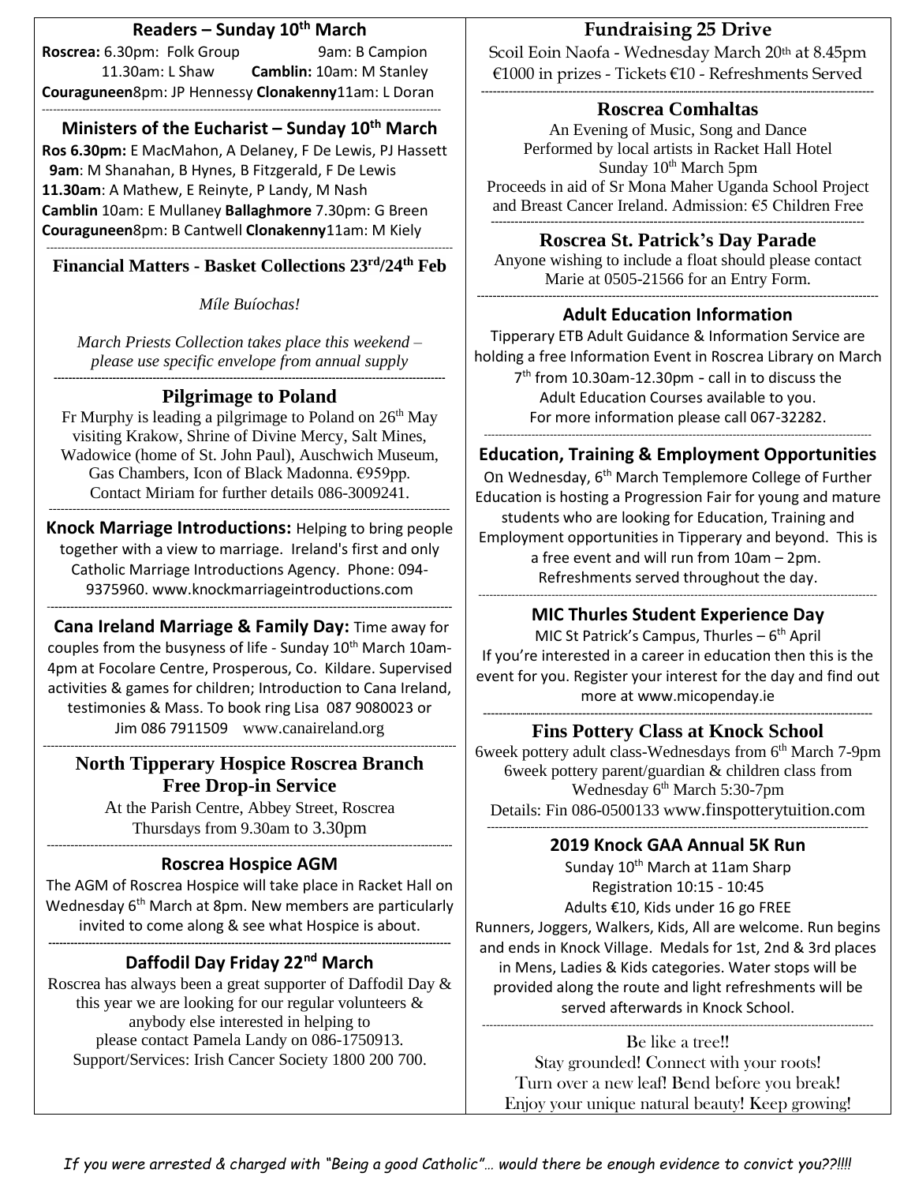## Readers – Sunday 10th March

**Roscrea:** 6.30pm: Folk Group 9am: B Campion
11.30am: L Shaw **Camblin:** 10am: M Stanley
**Couraguneen**8pm: JP Hennessy **Clonakenny**11am: L Doran

## Ministers of the Eucharist – Sunday 10th March

**Ros 6.30pm:** E MacMahon, A Delaney, F De Lewis, PJ Hassett
**9am**: M Shanahan, B Hynes, B Fitzgerald, F De Lewis
**11.30am**: A Mathew, E Reinyte, P Landy, M Nash
**Camblin** 10am: E Mullaney **Ballaghmore** 7.30pm: G Breen
**Couraguneen**8pm: B Cantwell **Clonakenny**11am: M Kiely

## Financial Matters - Basket Collections 23rd/24th Feb

*Míle Buíochas!*

*March Priests Collection takes place this weekend – please use specific envelope from annual supply*

## Pilgrimage to Poland

Fr Murphy is leading a pilgrimage to Poland on 26th May visiting Krakow, Shrine of Divine Mercy, Salt Mines, Wadowice (home of St. John Paul), Auschwich Museum, Gas Chambers, Icon of Black Madonna. €959pp. Contact Miriam for further details 086-3009241.

**Knock Marriage Introductions:** Helping to bring people together with a view to marriage. Ireland's first and only Catholic Marriage Introductions Agency. Phone: 094-9375960. www.knockmarriageintroductions.com

**Cana Ireland Marriage & Family Day:** Time away for couples from the busyness of life - Sunday 10th March 10am-4pm at Focolare Centre, Prosperous, Co. Kildare. Supervised activities & games for children; Introduction to Cana Ireland, testimonies & Mass. To book ring Lisa 087 9080023 or Jim 086 7911509 www.canaireland.org

## North Tipperary Hospice Roscrea Branch Free Drop-in Service

At the Parish Centre, Abbey Street, Roscrea
Thursdays from 9.30am to 3.30pm

## Roscrea Hospice AGM

The AGM of Roscrea Hospice will take place in Racket Hall on Wednesday 6th March at 8pm. New members are particularly invited to come along & see what Hospice is about.

## Daffodil Day Friday 22nd March

Roscrea has always been a great supporter of Daffodil Day & this year we are looking for our regular volunteers & anybody else interested in helping to please contact Pamela Landy on 086-1750913. Support/Services: Irish Cancer Society 1800 200 700.

## Fundraising 25 Drive

Scoil Eoin Naofa - Wednesday March 20th at 8.45pm
€1000 in prizes - Tickets €10 - Refreshments Served

## Roscrea Comhaltas

An Evening of Music, Song and Dance
Performed by local artists in Racket Hall Hotel
Sunday 10th March 5pm
Proceeds in aid of Sr Mona Maher Uganda School Project and Breast Cancer Ireland. Admission: €5 Children Free

## Roscrea St. Patrick's Day Parade

Anyone wishing to include a float should please contact Marie at 0505-21566 for an Entry Form.

## Adult Education Information

Tipperary ETB Adult Guidance & Information Service are holding a free Information Event in Roscrea Library on March 7th from 10.30am-12.30pm - call in to discuss the Adult Education Courses available to you.
For more information please call 067-32282.

## Education, Training & Employment Opportunities

On Wednesday, 6th March Templemore College of Further Education is hosting a Progression Fair for young and mature students who are looking for Education, Training and Employment opportunities in Tipperary and beyond. This is a free event and will run from 10am – 2pm. Refreshments served throughout the day.

## MIC Thurles Student Experience Day

MIC St Patrick's Campus, Thurles – 6th April
If you're interested in a career in education then this is the event for you. Register your interest for the day and find out more at www.micopenday.ie

## Fins Pottery Class at Knock School

6week pottery adult class-Wednesdays from 6th March 7-9pm
6week pottery parent/guardian & children class from Wednesday 6th March 5:30-7pm
Details: Fin 086-0500133 www.finspotterytuition.com

## 2019 Knock GAA Annual 5K Run

Sunday 10th March at 11am Sharp
Registration 10:15 - 10:45
Adults €10, Kids under 16 go FREE
Runners, Joggers, Walkers, Kids, All are welcome. Run begins and ends in Knock Village. Medals for 1st, 2nd & 3rd places in Mens, Ladies & Kids categories. Water stops will be provided along the route and light refreshments will be served afterwards in Knock School.

Be like a tree!!
Stay grounded! Connect with your roots!
Turn over a new leaf! Bend before you break!
Enjoy your unique natural beauty! Keep growing!

*If you were arrested & charged with "Being a good Catholic"… would there be enough evidence to convict you??!!!!*